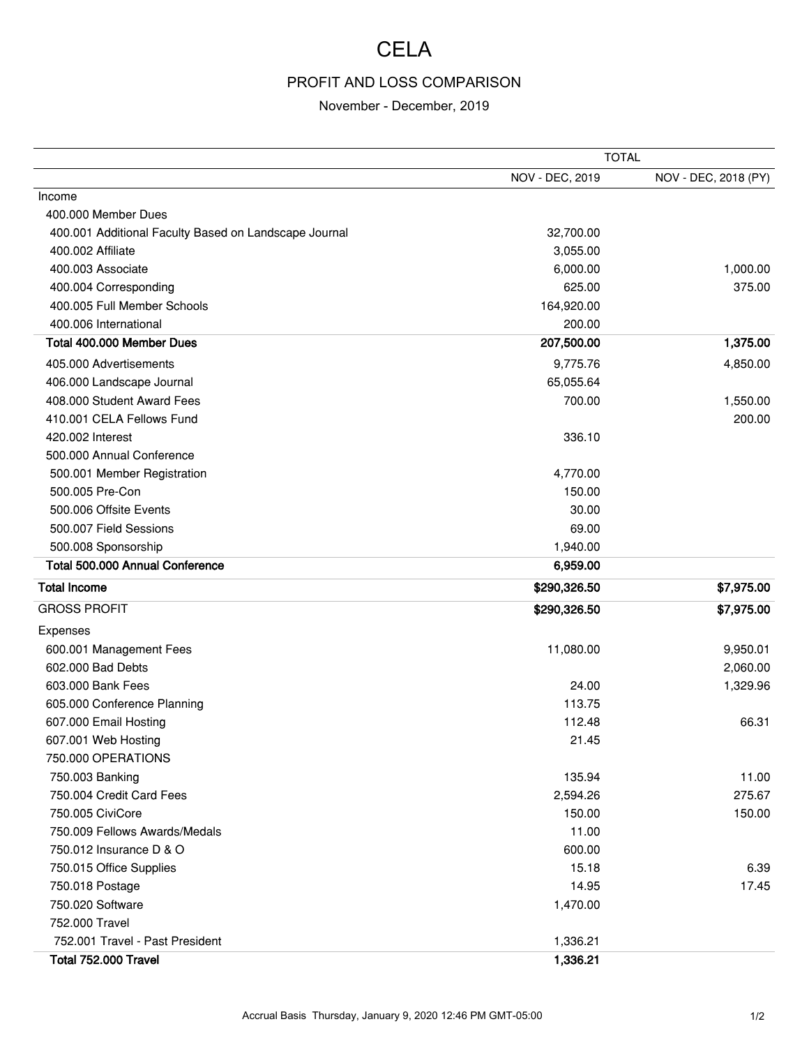# CELA

## PROFIT AND LOSS COMPARISON

November - December, 2019

| | TOTAL | |
|---|---|---|
| | NOV - DEC, 2019 | NOV - DEC, 2018 (PY) |
| Income | | |
| 400.000 Member Dues | | |
| 400.001 Additional Faculty Based on Landscape Journal | 32,700.00 | |
| 400.002 Affiliate | 3,055.00 | |
| 400.003 Associate | 6,000.00 | 1,000.00 |
| 400.004 Corresponding | 625.00 | 375.00 |
| 400.005 Full Member Schools | 164,920.00 | |
| 400.006 International | 200.00 | |
| **Total 400.000 Member Dues** | **207,500.00** | **1,375.00** |
| 405.000 Advertisements | 9,775.76 | 4,850.00 |
| 406.000 Landscape Journal | 65,055.64 | |
| 408.000 Student Award Fees | 700.00 | 1,550.00 |
| 410.001 CELA Fellows Fund | | 200.00 |
| 420.002 Interest | 336.10 | |
| 500.000 Annual Conference | | |
| 500.001 Member Registration | 4,770.00 | |
| 500.005 Pre-Con | 150.00 | |
| 500.006 Offsite Events | 30.00 | |
| 500.007 Field Sessions | 69.00 | |
| 500.008 Sponsorship | 1,940.00 | |
| **Total 500.000 Annual Conference** | **6,959.00** | |
| **Total Income** | **$290,326.50** | **$7,975.00** |
| GROSS PROFIT | **$290,326.50** | **$7,975.00** |
| Expenses | | |
| 600.001 Management Fees | 11,080.00 | 9,950.01 |
| 602.000 Bad Debts | | 2,060.00 |
| 603.000 Bank Fees | 24.00 | 1,329.96 |
| 605.000 Conference Planning | 113.75 | |
| 607.000 Email Hosting | 112.48 | 66.31 |
| 607.001 Web Hosting | 21.45 | |
| 750.000 OPERATIONS | | |
| 750.003 Banking | 135.94 | 11.00 |
| 750.004 Credit Card Fees | 2,594.26 | 275.67 |
| 750.005 CiviCore | 150.00 | 150.00 |
| 750.009 Fellows Awards/Medals | 11.00 | |
| 750.012 Insurance D & O | 600.00 | |
| 750.015 Office Supplies | 15.18 | 6.39 |
| 750.018 Postage | 14.95 | 17.45 |
| 750.020 Software | 1,470.00 | |
| 752.000 Travel | | |
| 752.001 Travel - Past President | 1,336.21 | |
| **Total 752.000 Travel** | **1,336.21** | |

Accrual Basis Thursday, January 9, 2020 12:46 PM GMT-05:00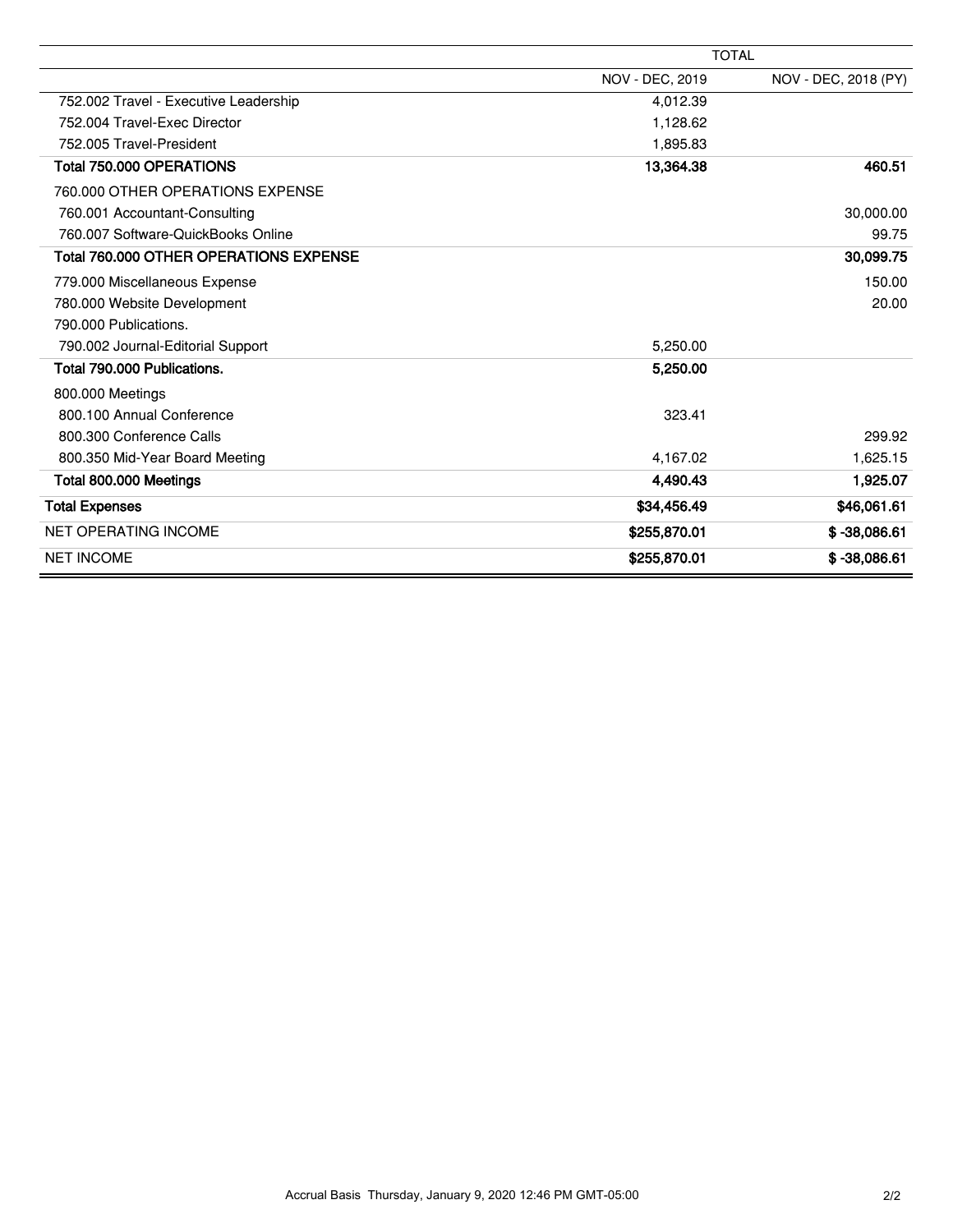| | TOTAL | |
|---|---|---|
| | NOV - DEC, 2019 | NOV - DEC, 2018 (PY) |
| 752.002 Travel - Executive Leadership | 4,012.39 | |
| 752.004 Travel-Exec Director | 1,128.62 | |
| 752.005 Travel-President | 1,895.83 | |
| **Total 750.000 OPERATIONS** | **13,364.38** | **460.51** |
| 760.000 OTHER OPERATIONS EXPENSE | | |
| 760.001 Accountant-Consulting | | 30,000.00 |
| 760.007 Software-QuickBooks Online | | 99.75 |
| **Total 760.000 OTHER OPERATIONS EXPENSE** | | **30,099.75** |
| 779.000 Miscellaneous Expense | | 150.00 |
| 780.000 Website Development | | 20.00 |
| 790.000 Publications. | | |
| 790.002 Journal-Editorial Support | 5,250.00 | |
| **Total 790.000 Publications.** | **5,250.00** | |
| 800.000 Meetings | | |
| 800.100 Annual Conference | 323.41 | |
| 800.300 Conference Calls | | 299.92 |
| 800.350 Mid-Year Board Meeting | 4,167.02 | 1,625.15 |
| **Total 800.000 Meetings** | **4,490.43** | **1,925.07** |
| **Total Expenses** | **$34,456.49** | **$46,061.61** |
| NET OPERATING INCOME | **$255,870.01** | **$ -38,086.61** |
| NET INCOME | **$255,870.01** | **$ -38,086.61** |

Accrual Basis Thursday, January 9, 2020 12:46 PM GMT-05:00